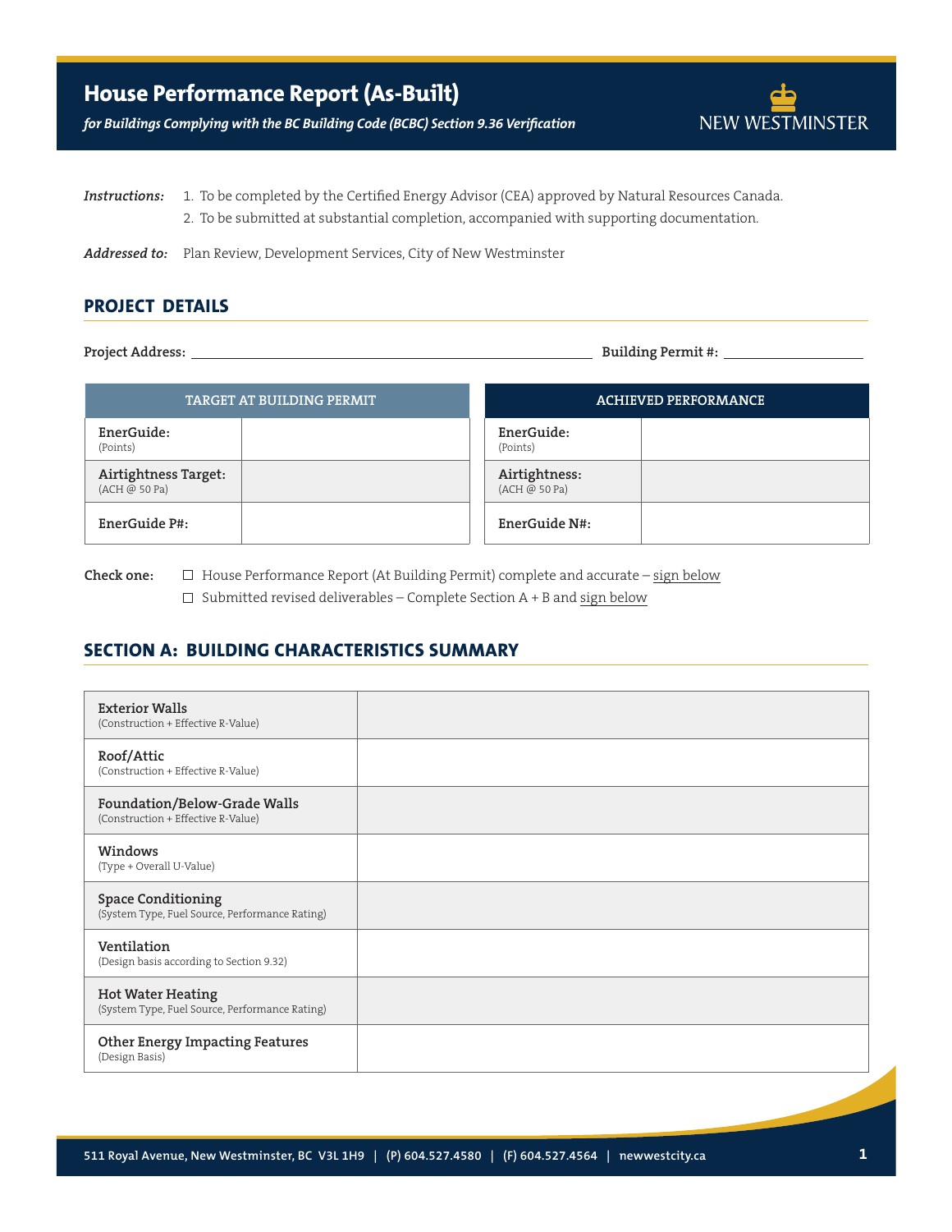# House Performance Report (As-Built)

*for Buildings Complying with the BC Building Code (BCBC) Section 9.36 Verification*

NEW WESTMINSTER

*Instructions:*
1. To be completed by the Certified Energy Advisor (CEA) approved by Natural Resources Canada.
2. To be submitted at substantial completion, accompanied with supporting documentation.

*Addressed to:* Plan Review, Development Services, City of New Westminster

## PROJECT DETAILS

**Project Address:** ______________________________ **Building Permit #:** ______________

| TARGET AT BUILDING PERMIT | |
|---|---|
| **EnerGuide:** (Points) | |
| **Airtightness Target:** (ACH @ 50 Pa) | |
| **EnerGuide P#:** | |

| ACHIEVED PERFORMANCE | |
|---|---|
| **EnerGuide:** (Points) | |
| **Airtightness:** (ACH @ 50 Pa) | |
| **EnerGuide N#:** | |

**Check one:**
- ☐ House Performance Report (At Building Permit) complete and accurate – sign below
- ☐ Submitted revised deliverables – Complete Section A + B and sign below

## SECTION A: BUILDING CHARACTERISTICS SUMMARY

| | |
|---|---|
| **Exterior Walls** (Construction + Effective R-Value) | |
| **Roof/Attic** (Construction + Effective R-Value) | |
| **Foundation/Below-Grade Walls** (Construction + Effective R-Value) | |
| **Windows** (Type + Overall U-Value) | |
| **Space Conditioning** (System Type, Fuel Source, Performance Rating) | |
| **Ventilation** (Design basis according to Section 9.32) | |
| **Hot Water Heating** (System Type, Fuel Source, Performance Rating) | |
| **Other Energy Impacting Features** (Design Basis) | |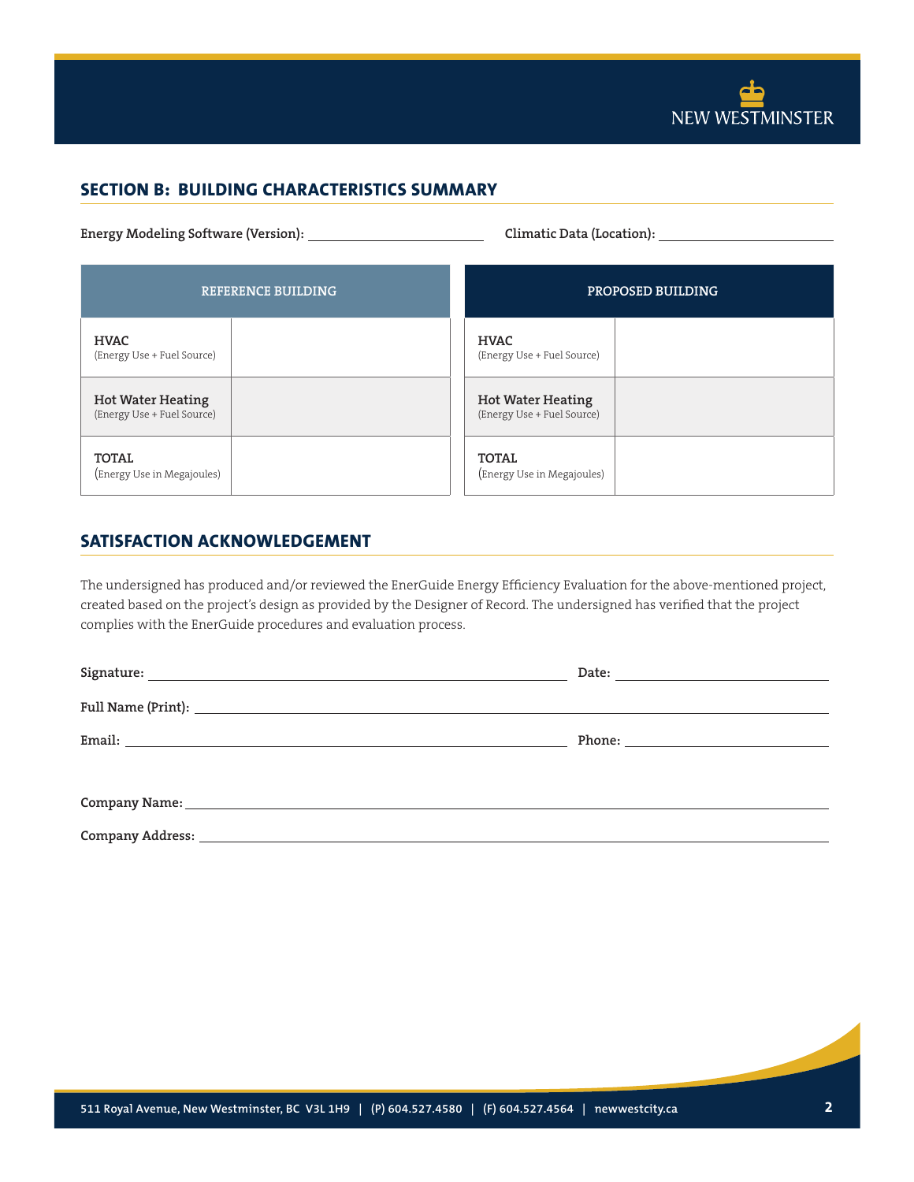## SECTION B: BUILDING CHARACTERISTICS SUMMARY

**Energy Modeling Software (Version):** ______________________ **Climatic Data (Location):** ______________________

| REFERENCE BUILDING | |
|---|---|
| **HVAC** (Energy Use + Fuel Source) | |
| **Hot Water Heating** (Energy Use + Fuel Source) | |
| **TOTAL** (Energy Use in Megajoules) | |

| PROPOSED BUILDING | |
|---|---|
| **HVAC** (Energy Use + Fuel Source) | |
| **Hot Water Heating** (Energy Use + Fuel Source) | |
| **TOTAL** (Energy Use in Megajoules) | |

## SATISFACTION ACKNOWLEDGEMENT

The undersigned has produced and/or reviewed the EnerGuide Energy Efficiency Evaluation for the above-mentioned project, created based on the project's design as provided by the Designer of Record. The undersigned has verified that the project complies with the EnerGuide procedures and evaluation process.

**Signature:** ______________________ **Date:** ______________________

**Full Name (Print):** ______________________

**Email:** ______________________ **Phone:** ______________________

**Company Name:** ______________________

**Company Address:** ______________________